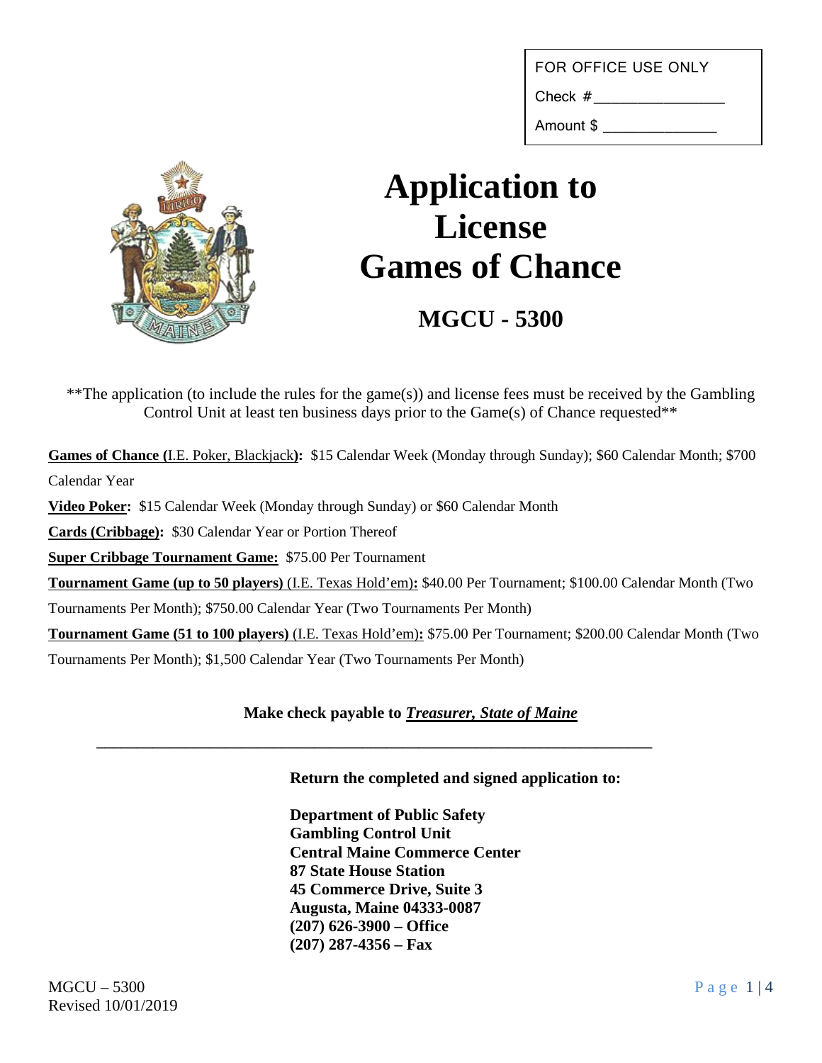FOR OFFICE USE ONLY

Check #_______________

Amount $ _____________

# Application to License Games of Chance

## MGCU - 5300

**The application (to include the rules for the game(s)) and license fees must be received by the Gambling Control Unit at least ten business days prior to the Game(s) of Chance requested**

**Games of Chance (**I.E. Poker, Blackjack**):** $15 Calendar Week (Monday through Sunday); $60 Calendar Month; $700 Calendar Year

**Video Poker:** $15 Calendar Week (Monday through Sunday) or $60 Calendar Month

**Cards (Cribbage):** $30 Calendar Year or Portion Thereof

**Super Cribbage Tournament Game:** $75.00 Per Tournament

**Tournament Game (up to 50 players)** (I.E. Texas Hold'em)**:** $40.00 Per Tournament; $100.00 Calendar Month (Two Tournaments Per Month); $750.00 Calendar Year (Two Tournaments Per Month)

**Tournament Game (51 to 100 players)** (I.E. Texas Hold'em)**:** $75.00 Per Tournament; $200.00 Calendar Month (Two Tournaments Per Month); $1,500 Calendar Year (Two Tournaments Per Month)

**Make check payable to *Treasurer, State of Maine***

---

**Return the completed and signed application to:**

**Department of Public Safety**
**Gambling Control Unit**
**Central Maine Commerce Center**
**87 State House Station**
**45 Commerce Drive, Suite 3**
**Augusta, Maine 04333-0087**
**(207) 626-3900 – Office**
**(207) 287-4356 – Fax**

MGCU – 5300
Revised 10/01/2019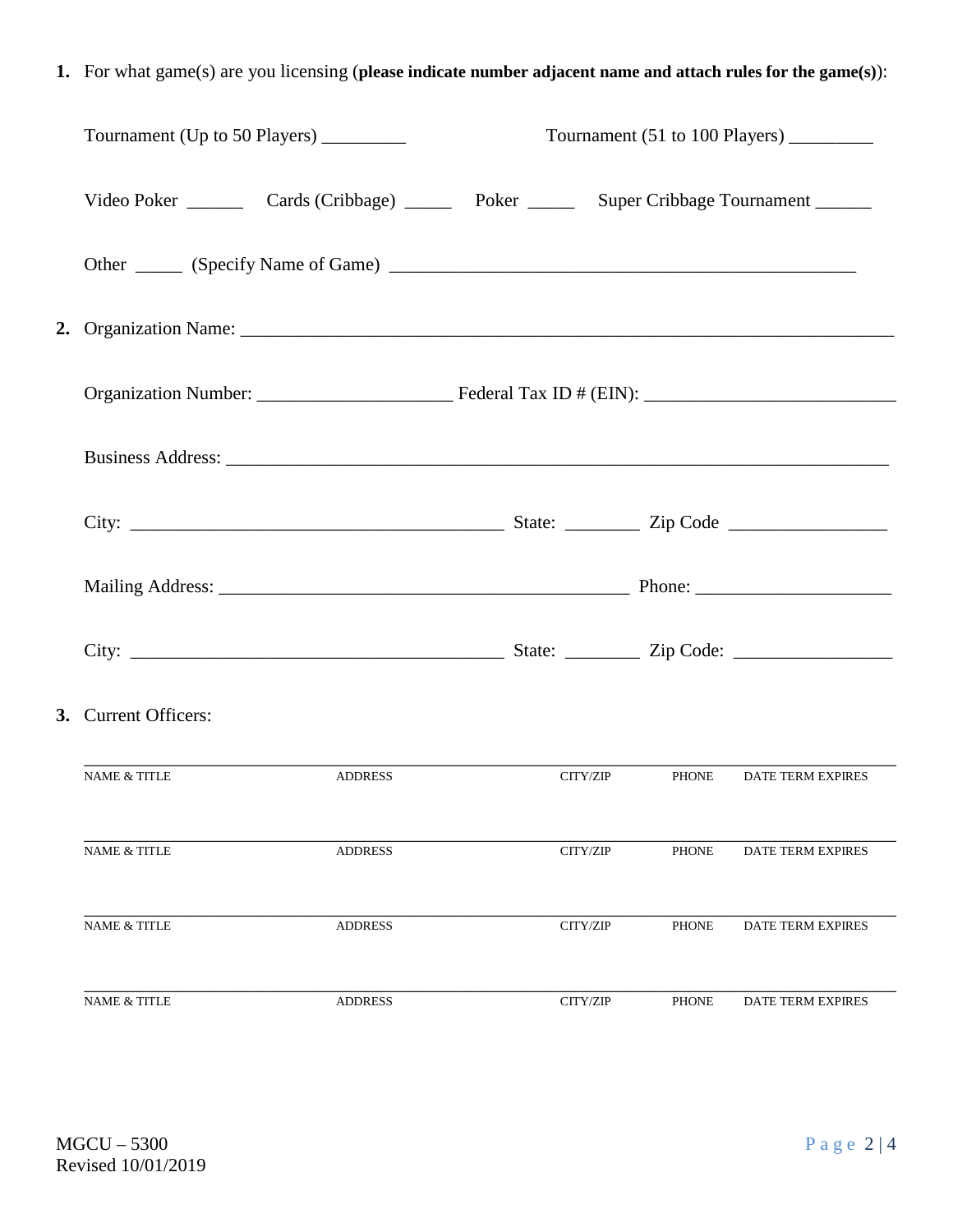1. For what game(s) are you licensing (**please indicate number adjacent name and attach rules for the game(s)**):

   Tournament (Up to 50 Players) _________ Tournament (51 to 100 Players) _________

   Video Poker ______ Cards (Cribbage) _____ Poker _____ Super Cribbage Tournament ______

   Other _____ (Specify Name of Game) ___________________________________________________

2. Organization Name: ___________________________________________________________________

   Organization Number: ____________________ Federal Tax ID # (EIN): ___________________________

   Business Address: _____________________________________________________________________

   City: ________________________________________ State: ________ Zip Code _________________

   Mailing Address: _____________________________________________ Phone: ____________________

   City: ________________________________________ State: ________ Zip Code: _________________

3. Current Officers:

| NAME & TITLE | ADDRESS | CITY/ZIP | PHONE | DATE TERM EXPIRES |
|---|---|---|---|---|
| | | | | |
| NAME & TITLE | ADDRESS | CITY/ZIP | PHONE | DATE TERM EXPIRES |
| | | | | |
| NAME & TITLE | ADDRESS | CITY/ZIP | PHONE | DATE TERM EXPIRES |
| | | | | |
| NAME & TITLE | ADDRESS | CITY/ZIP | PHONE | DATE TERM EXPIRES |

MGCU – 5300
Revised 10/01/2019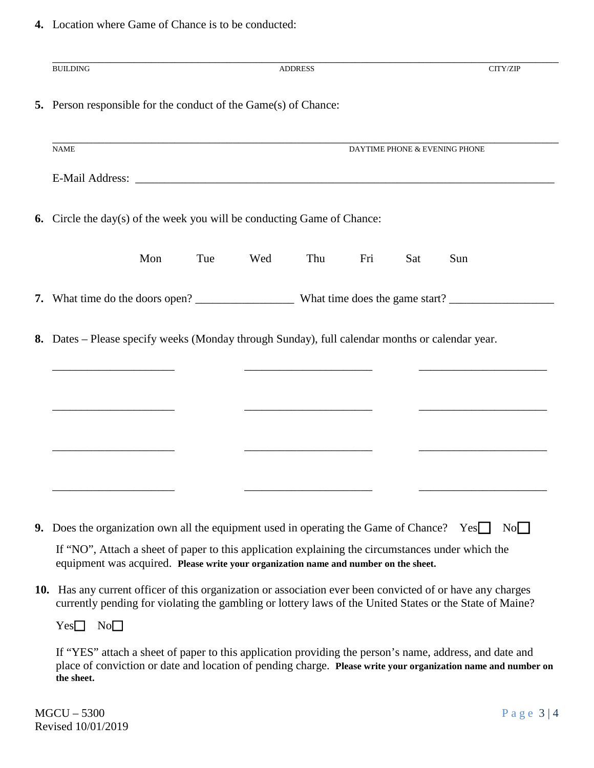4. Location where Game of Chance is to be conducted:

______________________________________________________________________________

BUILDING ADDRESS CITY/ZIP

5. Person responsible for the conduct of the Game(s) of Chance:

______________________________________________________________________________

NAME DAYTIME PHONE & EVENING PHONE

E-Mail Address: ______________________________________________________________

6. Circle the day(s) of the week you will be conducting Game of Chance:

Mon Tue Wed Thu Fri Sat Sun

7. What time do the doors open? ________________ What time does the game start? _________________

8. Dates – Please specify weeks (Monday through Sunday), full calendar months or calendar year.

_____________________ _____________________ _____________________

_____________________ _____________________ _____________________

_____________________ _____________________ _____________________

_____________________ _____________________ _____________________

9. Does the organization own all the equipment used in operating the Game of Chance? Yes☐ No☐

If "NO", Attach a sheet of paper to this application explaining the circumstances under which the equipment was acquired. **Please write your organization name and number on the sheet.**

10. Has any current officer of this organization or association ever been convicted of or have any charges currently pending for violating the gambling or lottery laws of the United States or the State of Maine?

Yes☐ No☐

If "YES" attach a sheet of paper to this application providing the person's name, address, and date and place of conviction or date and location of pending charge. **Please write your organization name and number on the sheet.**

MGCU – 5300
Revised 10/01/2019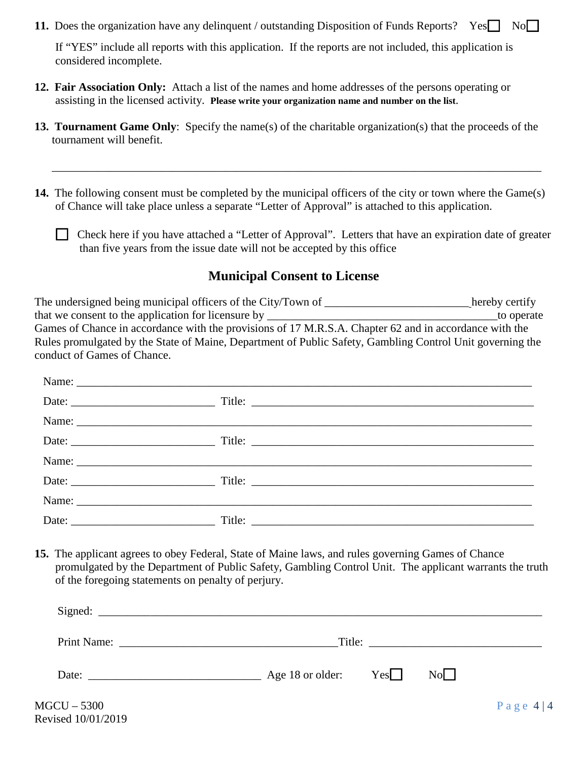**11.** Does the organization have any delinquent / outstanding Disposition of Funds Reports? Yes☐ No☐

If "YES" include all reports with this application. If the reports are not included, this application is considered incomplete.

**12. Fair Association Only:** Attach a list of the names and home addresses of the persons operating or assisting in the licensed activity. **Please write your organization name and number on the list.**

**13. Tournament Game Only**: Specify the name(s) of the charitable organization(s) that the proceeds of the tournament will benefit.

___________________________________________________________________________________

**14.** The following consent must be completed by the municipal officers of the city or town where the Game(s) of Chance will take place unless a separate "Letter of Approval" is attached to this application.

☐ Check here if you have attached a "Letter of Approval". Letters that have an expiration date of greater than five years from the issue date will not be accepted by this office

## Municipal Consent to License

The undersigned being municipal officers of the City/Town of _________________________ hereby certify that we consent to the application for licensure by _______________________________________ to operate Games of Chance in accordance with the provisions of 17 M.R.S.A. Chapter 62 and in accordance with the Rules promulgated by the State of Maine, Department of Public Safety, Gambling Control Unit governing the conduct of Games of Chance.

Name: ___________________________________________________________________________

Date: _________________________ Title: ____________________________________________

Name: ___________________________________________________________________________

Date: _________________________ Title: ____________________________________________

Name: ___________________________________________________________________________

Date: _________________________ Title: ____________________________________________

Name: ___________________________________________________________________________

Date: _________________________ Title: ____________________________________________

**15.** The applicant agrees to obey Federal, State of Maine laws, and rules governing Games of Chance promulgated by the Department of Public Safety, Gambling Control Unit. The applicant warrants the truth of the foregoing statements on penalty of perjury.

Signed: _________________________________________________________________________

Print Name: _____________________________________ Title: ___________________________

Date: _____________________________ Age 18 or older: Yes☐ No☐

MGCU – 5300
Revised 10/01/2019